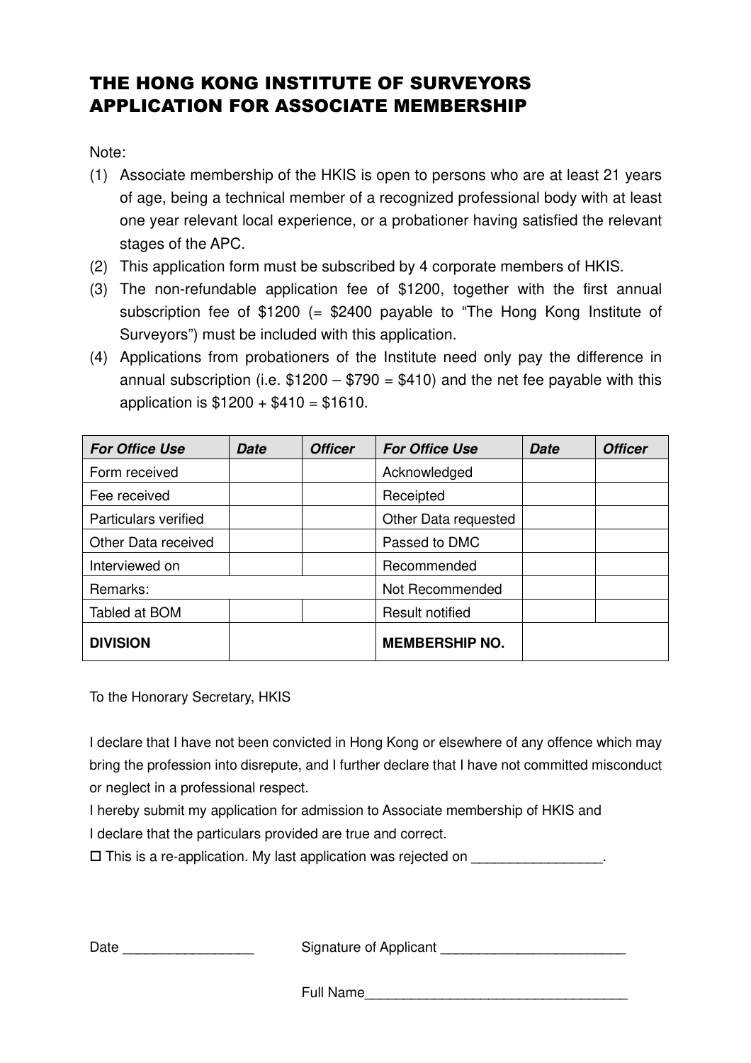# THE HONG KONG INSTITUTE OF SURVEYORS
# APPLICATION FOR ASSOCIATE MEMBERSHIP

Note:

(1) Associate membership of the HKIS is open to persons who are at least 21 years of age, being a technical member of a recognized professional body with at least one year relevant local experience, or a probationer having satisfied the relevant stages of the APC.

(2) This application form must be subscribed by 4 corporate members of HKIS.

(3) The non-refundable application fee of $1200, together with the first annual subscription fee of $1200 (= $2400 payable to "The Hong Kong Institute of Surveyors") must be included with this application.

(4) Applications from probationers of the Institute need only pay the difference in annual subscription (i.e. $1200 – $790 = $410) and the net fee payable with this application is $1200 + $410 = $1610.

| ***For Office Use*** | ***Date*** | ***Officer*** | ***For Office Use*** | ***Date*** | ***Officer*** |
|---|---|---|---|---|---|
| Form received | | | Acknowledged | | |
| Fee received | | | Receipted | | |
| Particulars verified | | | Other Data requested | | |
| Other Data received | | | Passed to DMC | | |
| Interviewed on | | | Recommended | | |
| Remarks: | | | Not Recommended | | |
| Tabled at BOM | | | Result notified | | |
| **DIVISION** | | | **MEMBERSHIP NO.** | | |

To the Honorary Secretary, HKIS

I declare that I have not been convicted in Hong Kong or elsewhere of any offence which may bring the profession into disrepute, and I further declare that I have not committed misconduct or neglect in a professional respect.

I hereby submit my application for admission to Associate membership of HKIS and I declare that the particulars provided are true and correct.

☐ This is a re-application. My last application was rejected on \_\_\_\_\_\_\_\_\_\_\_\_\_\_\_\_\_.

Date \_\_\_\_\_\_\_\_\_\_\_\_\_\_\_\_\_ Signature of Applicant \_\_\_\_\_\_\_\_\_\_\_\_\_\_\_\_\_\_\_\_\_\_\_\_\_

Full Name\_\_\_\_\_\_\_\_\_\_\_\_\_\_\_\_\_\_\_\_\_\_\_\_\_\_\_\_\_\_\_\_\_\_\_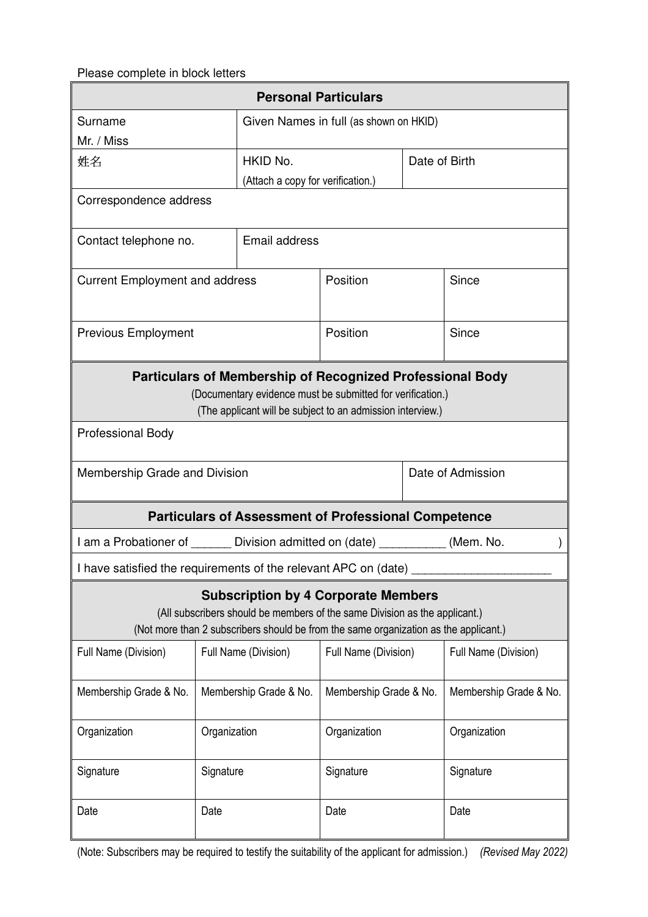Please complete in block letters

| Personal Particulars | | | |
|---|---|---|---|
| Surname<br>Mr. / Miss | Given Names in full (as shown on HKID) | | |
| 姓名 | HKID No.<br>(Attach a copy for verification.) | | Date of Birth |
| Correspondence address | | | |
| Contact telephone no. | Email address | | |
| Current Employment and address | | Position | Since |
| Previous Employment | | Position | Since |

| Particulars of Membership of Recognized Professional Body<br>(Documentary evidence must be submitted for verification.)<br>(The applicant will be subject to an admission interview.) | |
|---|---|
| Professional Body | |
| Membership Grade and Division | Date of Admission |

| Particulars of Assessment of Professional Competence |
|---|
| I am a Probationer of ______ Division admitted on (date) __________ (Mem. No. ) |
| I have satisfied the requirements of the relevant APC on (date) ____________________ |

| Subscription by 4 Corporate Members<br>(All subscribers should be members of the same Division as the applicant.)<br>(Not more than 2 subscribers should be from the same organization as the applicant.) | | | |
|---|---|---|---|
| Full Name (Division) | Full Name (Division) | Full Name (Division) | Full Name (Division) |
| Membership Grade & No. | Membership Grade & No. | Membership Grade & No. | Membership Grade & No. |
| Organization | Organization | Organization | Organization |
| Signature | Signature | Signature | Signature |
| Date | Date | Date | Date |

(Note: Subscribers may be required to testify the suitability of the applicant for admission.) *(Revised May 2022)*